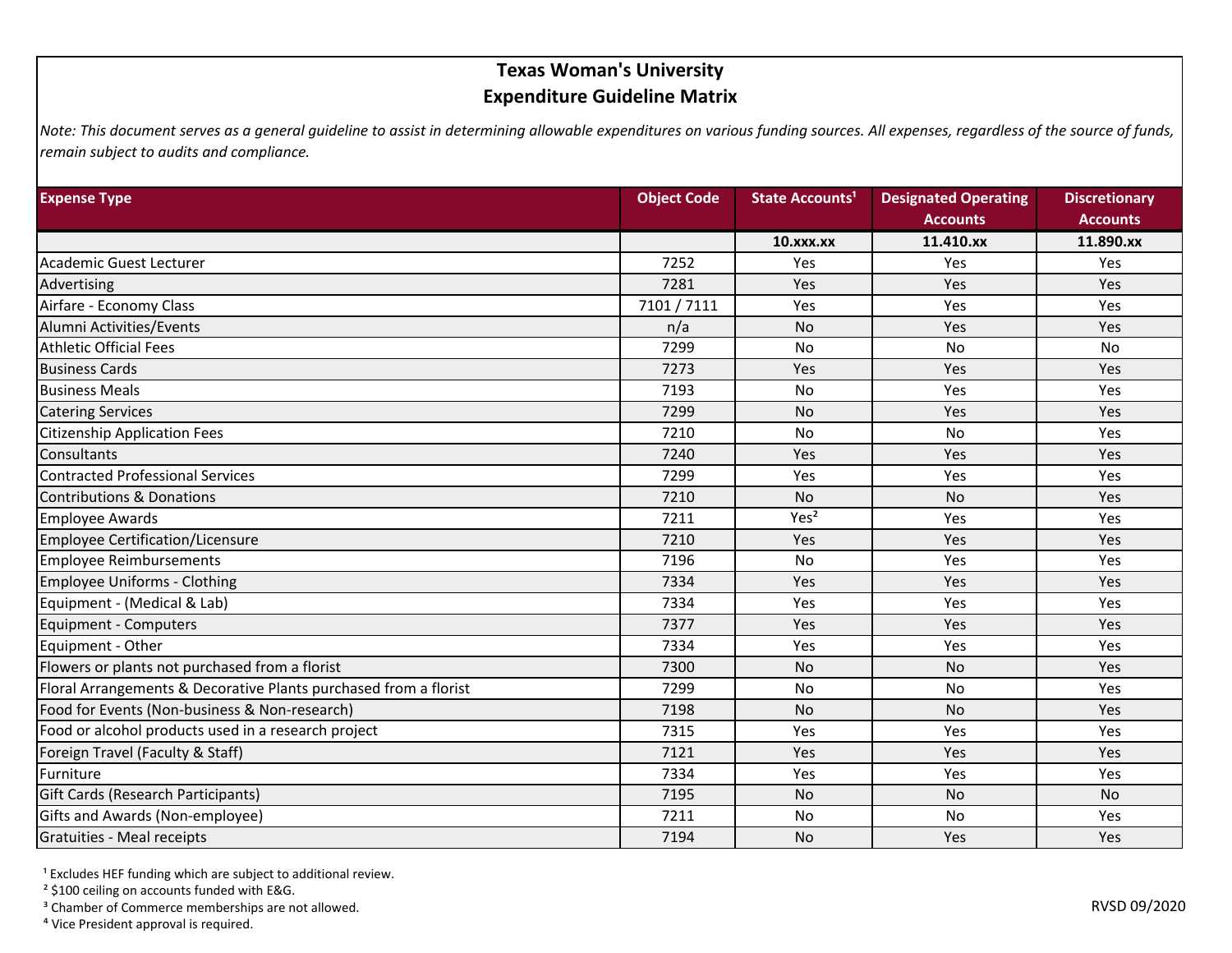# Texas Woman's University

## Expenditure Guideline Matrix

*Note: This document serves as a general guideline to assist in determining allowable expenditures on various funding sources. All expenses, regardless of the source of funds, remain subject to audits and compliance.*

| Expense Type | Object Code | State Accounts[1] | Designated Operating Accounts | Discretionary Accounts |
|---|---|---|---|---|
| | | **10.xxx.xx** | **11.410.xx** | **11.890.xx** |
| Academic Guest Lecturer | 7252 | Yes | Yes | Yes |
| Advertising | 7281 | Yes | Yes | Yes |
| Airfare - Economy Class | 7101 / 7111 | Yes | Yes | Yes |
| Alumni Activities/Events | n/a | No | Yes | Yes |
| Athletic Official Fees | 7299 | No | No | No |
| Business Cards | 7273 | Yes | Yes | Yes |
| Business Meals | 7193 | No | Yes | Yes |
| Catering Services | 7299 | No | Yes | Yes |
| Citizenship Application Fees | 7210 | No | No | Yes |
| Consultants | 7240 | Yes | Yes | Yes |
| Contracted Professional Services | 7299 | Yes | Yes | Yes |
| Contributions & Donations | 7210 | No | No | Yes |
| Employee Awards | 7211 | Yes[2] | Yes | Yes |
| Employee Certification/Licensure | 7210 | Yes | Yes | Yes |
| Employee Reimbursements | 7196 | No | Yes | Yes |
| Employee Uniforms - Clothing | 7334 | Yes | Yes | Yes |
| Equipment - (Medical & Lab) | 7334 | Yes | Yes | Yes |
| Equipment - Computers | 7377 | Yes | Yes | Yes |
| Equipment - Other | 7334 | Yes | Yes | Yes |
| Flowers or plants not purchased from a florist | 7300 | No | No | Yes |
| Floral Arrangements & Decorative Plants purchased from a florist | 7299 | No | No | Yes |
| Food for Events (Non-business & Non-research) | 7198 | No | No | Yes |
| Food or alcohol products used in a research project | 7315 | Yes | Yes | Yes |
| Foreign Travel (Faculty & Staff) | 7121 | Yes | Yes | Yes |
| Furniture | 7334 | Yes | Yes | Yes |
| Gift Cards (Research Participants) | 7195 | No | No | No |
| Gifts and Awards (Non-employee) | 7211 | No | No | Yes |
| Gratuities - Meal receipts | 7194 | No | Yes | Yes |

[1] Excludes HEF funding which are subject to additional review.
[2] $100 ceiling on accounts funded with E&G.
[3] Chamber of Commerce memberships are not allowed.
[4] Vice President approval is required.

RVSD 09/2020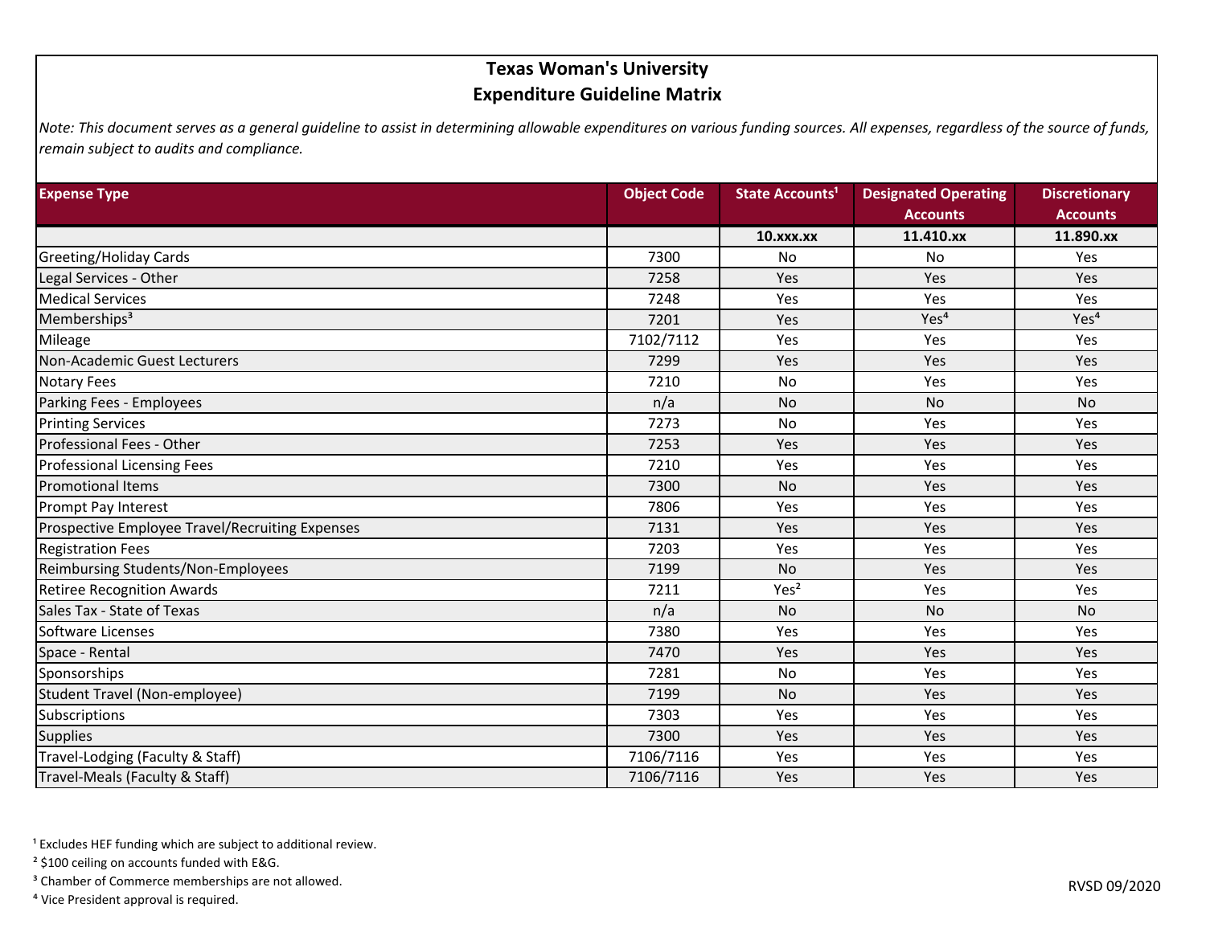# Texas Woman's University
## Expenditure Guideline Matrix

*Note: This document serves as a general guideline to assist in determining allowable expenditures on various funding sources. All expenses, regardless of the source of funds, remain subject to audits and compliance.*

| Expense Type | Object Code | State Accounts[1] | Designated Operating Accounts | Discretionary Accounts |
|---|---|---|---|---|
| | | **10.xxx.xx** | **11.410.xx** | **11.890.xx** |
| Greeting/Holiday Cards | 7300 | No | No | Yes |
| Legal Services - Other | 7258 | Yes | Yes | Yes |
| Medical Services | 7248 | Yes | Yes | Yes |
| Memberships[3] | 7201 | Yes | Yes[4] | Yes[4] |
| Mileage | 7102/7112 | Yes | Yes | Yes |
| Non-Academic Guest Lecturers | 7299 | Yes | Yes | Yes |
| Notary Fees | 7210 | No | Yes | Yes |
| Parking Fees - Employees | n/a | No | No | No |
| Printing Services | 7273 | No | Yes | Yes |
| Professional Fees - Other | 7253 | Yes | Yes | Yes |
| Professional Licensing Fees | 7210 | Yes | Yes | Yes |
| Promotional Items | 7300 | No | Yes | Yes |
| Prompt Pay Interest | 7806 | Yes | Yes | Yes |
| Prospective Employee Travel/Recruiting Expenses | 7131 | Yes | Yes | Yes |
| Registration Fees | 7203 | Yes | Yes | Yes |
| Reimbursing Students/Non-Employees | 7199 | No | Yes | Yes |
| Retiree Recognition Awards | 7211 | Yes[2] | Yes | Yes |
| Sales Tax - State of Texas | n/a | No | No | No |
| Software Licenses | 7380 | Yes | Yes | Yes |
| Space - Rental | 7470 | Yes | Yes | Yes |
| Sponsorships | 7281 | No | Yes | Yes |
| Student Travel (Non-employee) | 7199 | No | Yes | Yes |
| Subscriptions | 7303 | Yes | Yes | Yes |
| Supplies | 7300 | Yes | Yes | Yes |
| Travel-Lodging (Faculty & Staff) | 7106/7116 | Yes | Yes | Yes |
| Travel-Meals (Faculty & Staff) | 7106/7116 | Yes | Yes | Yes |

[1] Excludes HEF funding which are subject to additional review.

[2] $100 ceiling on accounts funded with E&G.

[3] Chamber of Commerce memberships are not allowed.

[4] Vice President approval is required.

RVSD 09/2020